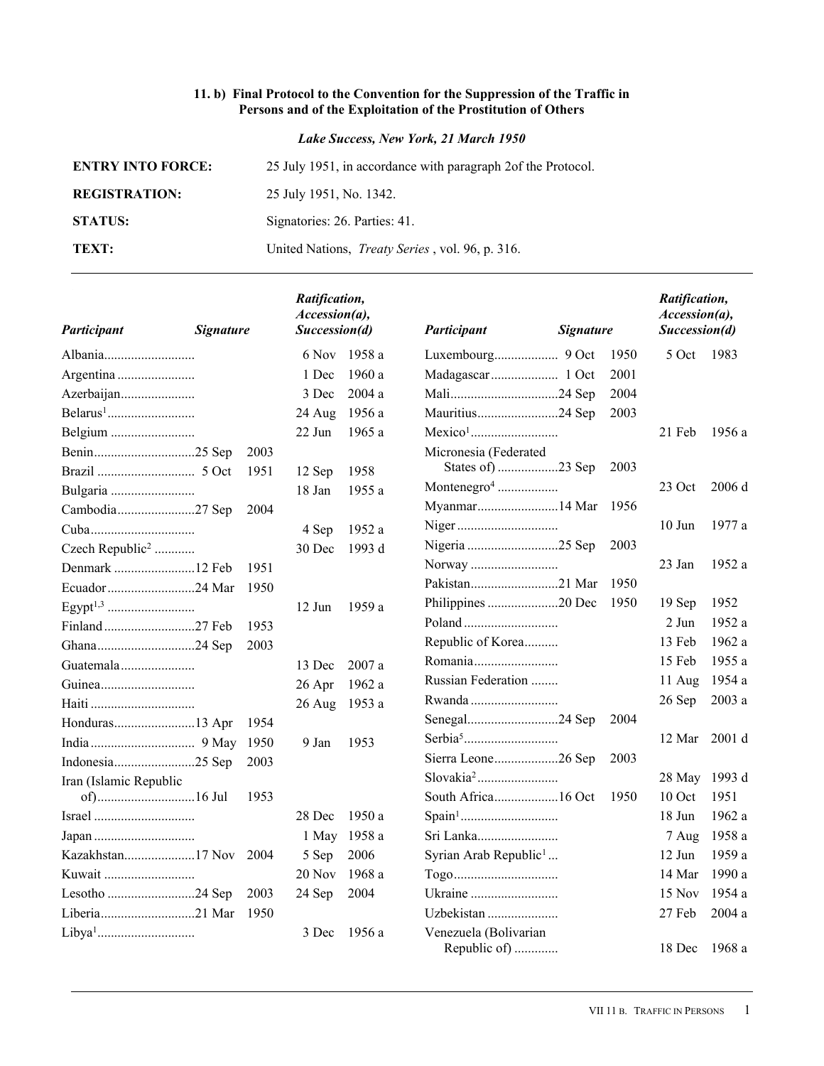### 11. b) Final Protocol to the Convention for the Suppression of the Traffic in Persons and of the Exploitation of the Prostitution of Others

*Lake Success, New York, 21 March 1950*

| | |
|---|---|
| **ENTRY INTO FORCE:** | 25 July 1951, in accordance with paragraph 2of the Protocol. |
| **REGISTRATION:** | 25 July 1951, No. 1342. |
| **STATUS:** | Signatories: 26. Parties: 41. |
| **TEXT:** | United Nations, *Treaty Series* , vol. 96, p. 316. |

| *Participant* | *Signature* | *Ratification, Accession(a), Succession(d)* |
|---|---|---|
| Albania | | 6 Nov 1958 a |
| Argentina | | 1 Dec 1960 a |
| Azerbaijan | | 3 Dec 2004 a |
| Belarus[1] | | 24 Aug 1956 a |
| Belgium | | 22 Jun 1965 a |
| Benin | 25 Sep 2003 | |
| Brazil | 5 Oct 1951 | 12 Sep 1958 |
| Bulgaria | | 18 Jan 1955 a |
| Cambodia | 27 Sep 2004 | |
| Cuba | | 4 Sep 1952 a |
| Czech Republic[2] | | 30 Dec 1993 d |
| Denmark | 12 Feb 1951 | |
| Ecuador | 24 Mar 1950 | |
| Egypt[1,3] | | 12 Jun 1959 a |
| Finland | 27 Feb 1953 | |
| Ghana | 24 Sep 2003 | |
| Guatemala | | 13 Dec 2007 a |
| Guinea | | 26 Apr 1962 a |
| Haiti | | 26 Aug 1953 a |
| Honduras | 13 Apr 1954 | |
| India | 9 May 1950 | 9 Jan 1953 |
| Indonesia | 25 Sep 2003 | |
| Iran (Islamic Republic of) | 16 Jul 1953 | |
| Israel | | 28 Dec 1950 a |
| Japan | | 1 May 1958 a |
| Kazakhstan | 17 Nov 2004 | 5 Sep 2006 |
| Kuwait | | 20 Nov 1968 a |
| Lesotho | 24 Sep 2003 | 24 Sep 2004 |
| Liberia | 21 Mar 1950 | |
| Libya[1] | | 3 Dec 1956 a |
| Luxembourg | 9 Oct 1950 | 5 Oct 1983 |
| Madagascar | 1 Oct 2001 | |
| Mali | 24 Sep 2004 | |
| Mauritius | 24 Sep 2003 | |
| Mexico[1] | | 21 Feb 1956 a |
| Micronesia (Federated States of) | 23 Sep 2003 | |
| Montenegro[4] | | 23 Oct 2006 d |
| Myanmar | 14 Mar 1956 | |
| Niger | | 10 Jun 1977 a |
| Nigeria | 25 Sep 2003 | |
| Norway | | 23 Jan 1952 a |
| Pakistan | 21 Mar 1950 | |
| Philippines | 20 Dec 1950 | 19 Sep 1952 |
| Poland | | 2 Jun 1952 a |
| Republic of Korea | | 13 Feb 1962 a |
| Romania | | 15 Feb 1955 a |
| Russian Federation | | 11 Aug 1954 a |
| Rwanda | | 26 Sep 2003 a |
| Senegal | 24 Sep 2004 | |
| Serbia[5] | | 12 Mar 2001 d |
| Sierra Leone | 26 Sep 2003 | |
| Slovakia[2] | | 28 May 1993 d |
| South Africa | 16 Oct 1950 | 10 Oct 1951 |
| Spain[1] | | 18 Jun 1962 a |
| Sri Lanka | | 7 Aug 1958 a |
| Syrian Arab Republic[1] | | 12 Jun 1959 a |
| Togo | | 14 Mar 1990 a |
| Ukraine | | 15 Nov 1954 a |
| Uzbekistan | | 27 Feb 2004 a |
| Venezuela (Bolivarian Republic of) | | 18 Dec 1968 a |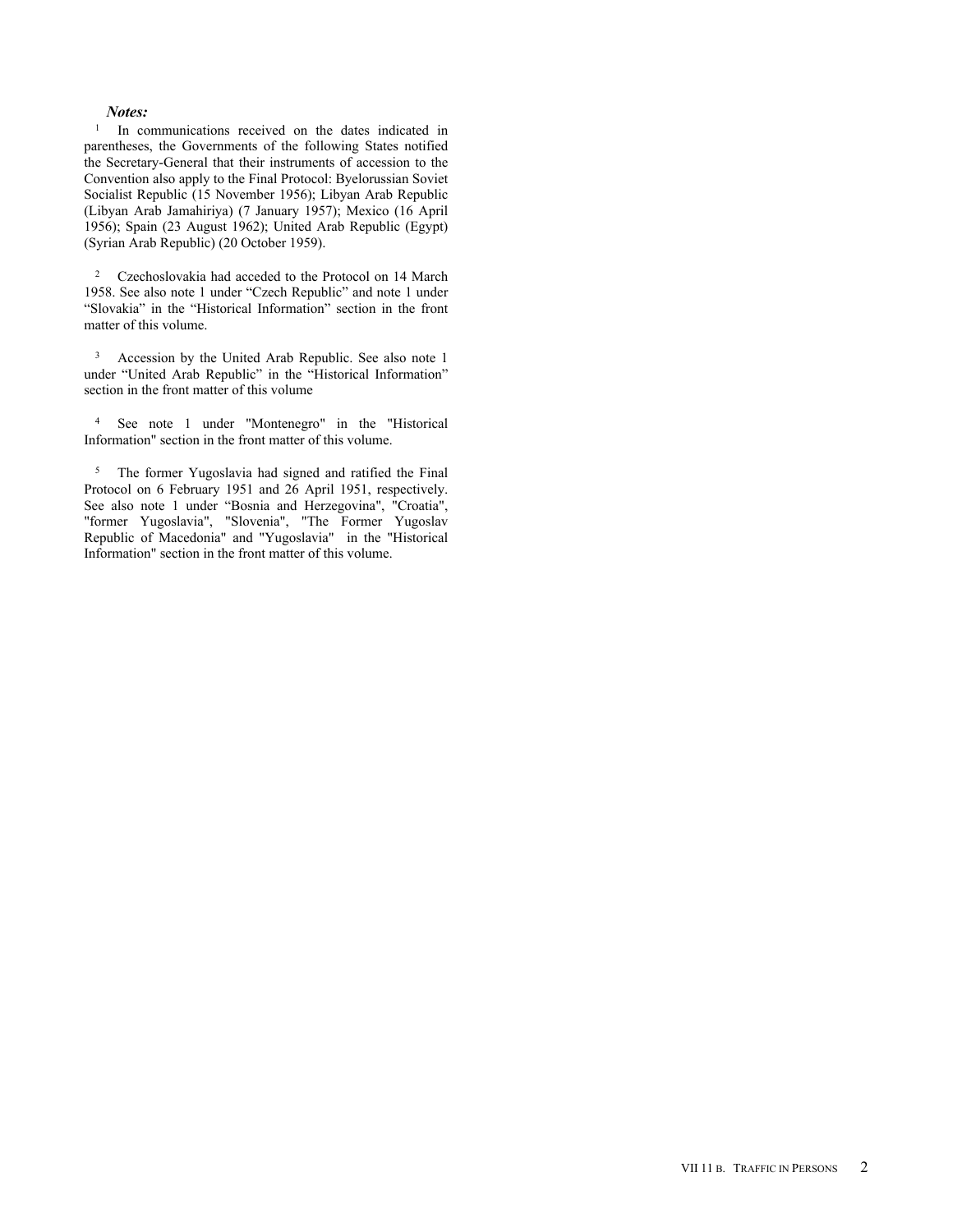*Notes:*

[1] In communications received on the dates indicated in parentheses, the Governments of the following States notified the Secretary-General that their instruments of accession to the Convention also apply to the Final Protocol: Byelorussian Soviet Socialist Republic (15 November 1956); Libyan Arab Republic (Libyan Arab Jamahiriya) (7 January 1957); Mexico (16 April 1956); Spain (23 August 1962); United Arab Republic (Egypt) (Syrian Arab Republic) (20 October 1959).

[2] Czechoslovakia had acceded to the Protocol on 14 March 1958. See also note 1 under “Czech Republic” and note 1 under “Slovakia” in the “Historical Information” section in the front matter of this volume.

[3] Accession by the United Arab Republic. See also note 1 under “United Arab Republic” in the “Historical Information” section in the front matter of this volume

[4] See note 1 under "Montenegro" in the "Historical Information" section in the front matter of this volume.

[5] The former Yugoslavia had signed and ratified the Final Protocol on 6 February 1951 and 26 April 1951, respectively. See also note 1 under “Bosnia and Herzegovina", "Croatia", "former Yugoslavia", "Slovenia", "The Former Yugoslav Republic of Macedonia" and "Yugoslavia" in the "Historical Information" section in the front matter of this volume.